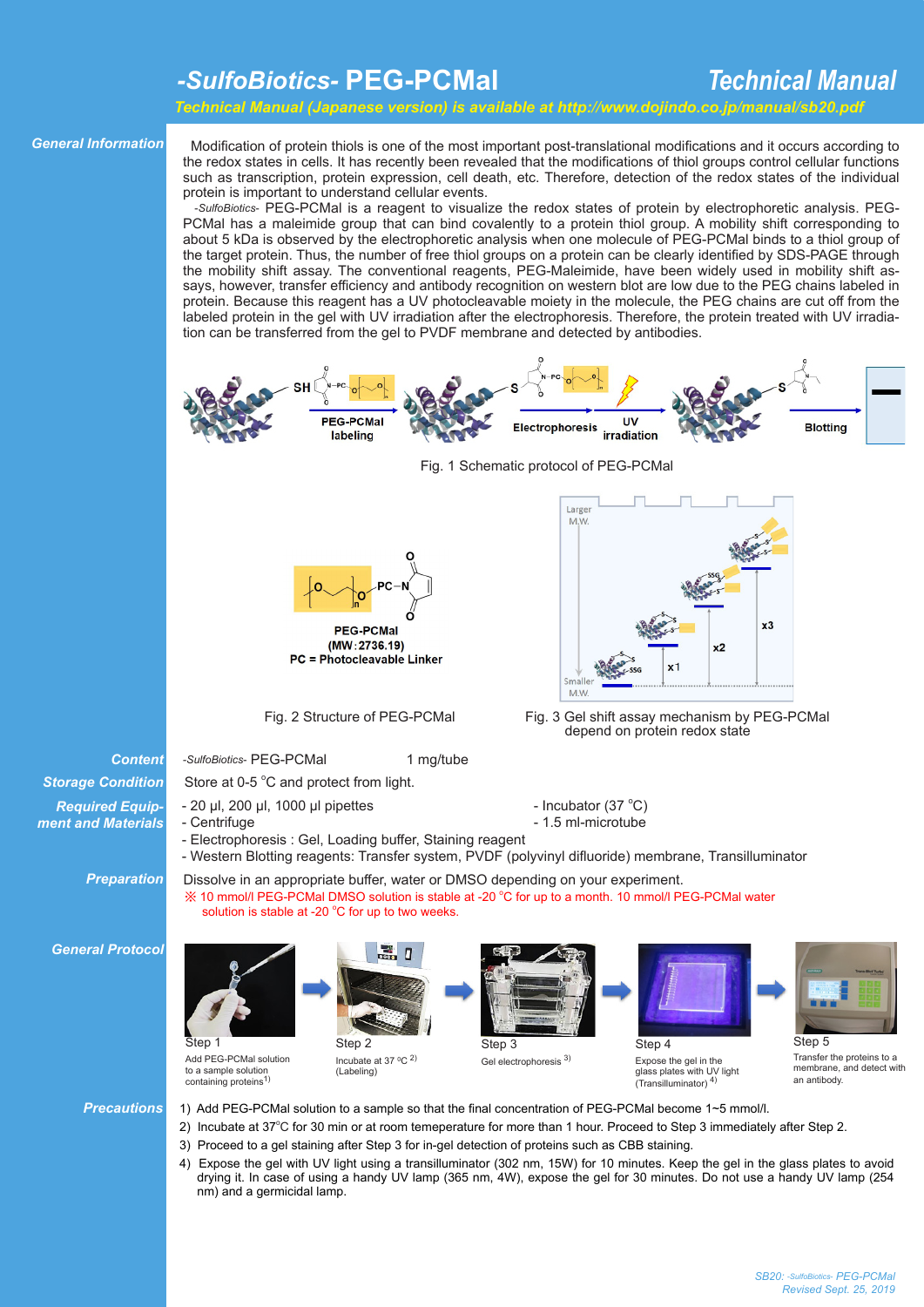# -SulfoBiotics- PEG-PCMal

## Technical Manual

*Technical Manual (Japanese version) is available at http://www.dojindo.co.jp/manual/sb20.pdf*

### General Information

Modification of protein thiols is one of the most important post-translational modifications and it occurs according to the redox states in cells. It has recently been revealed that the modifications of thiol groups control cellular functions such as transcription, protein expression, cell death, etc. Therefore, detection of the redox states of the individual protein is important to understand cellular events.

*-SulfoBiotics-* PEG-PCMal is a reagent to visualize the redox states of protein by electrophoretic analysis. PEG-PCMal has a maleimide group that can bind covalently to a protein thiol group. A mobility shift corresponding to about 5 kDa is observed by the electrophoretic analysis when one molecule of PEG-PCMal binds to a thiol group of the target protein. Thus, the number of free thiol groups on a protein can be clearly identified by SDS-PAGE through the mobility shift assay. The conventional reagents, PEG-Maleimide, have been widely used in mobility shift assays, however, transfer efficiency and antibody recognition on western blot are low due to the PEG chains labeled in protein. Because this reagent has a UV photocleavable moiety in the molecule, the PEG chains are cut off from the labeled protein in the gel with UV irradiation after the electrophoresis. Therefore, the protein treated with UV irradiation can be transferred from the gel to PVDF membrane and detected by antibodies.

PEG-PCMal labeling → Electrophoresis → UV irradiation → Blotting

Fig. 1 Schematic protocol of PEG-PCMal

PEG-PCMal (MW: 2736.19)
PC = Photocleavable Linker

Fig. 2 Structure of PEG-PCMal

Larger M.W. / Smaller M.W. — x1, x2, x3

Fig. 3 Gel shift assay mechanism by PEG-PCMal depend on protein redox state

### Content

*-SulfoBiotics-* PEG-PCMal 1 mg/tube

### Storage Condition

Store at 0-5 °C and protect from light.

### Required Equipment and Materials

- 20 μl, 200 μl, 1000 μl pipettes
- Centrifuge
- Incubator (37 °C)
- 1.5 ml-microtube
- Electrophoresis : Gel, Loading buffer, Staining reagent
- Western Blotting reagents: Transfer system, PVDF (polyvinyl difluoride) membrane, Transilluminator

### Preparation

Dissolve in an appropriate buffer, water or DMSO depending on your experiment.

※ 10 mmol/l PEG-PCMal DMSO solution is stable at -20 °C for up to a month. 10 mmol/l PEG-PCMal water solution is stable at -20 °C for up to two weeks.

### General Protocol

- Step 1: Add PEG-PCMal solution to a sample solution containing proteins[1)]
- Step 2: Incubate at 37 °C [2)] (Labeling)
- Step 3: Gel electrophoresis [3)]
- Step 4: Expose the gel in the glass plates with UV light (Transilluminator) [4)]
- Step 5: Transfer the proteins to a membrane, and detect with an antibody.

### Precautions

1) Add PEG-PCMal solution to a sample so that the final concentration of PEG-PCMal become 1~5 mmol/l.
2) Incubate at 37°C for 30 min or at room temeperature for more than 1 hour. Proceed to Step 3 immediately after Step 2.
3) Proceed to a gel staining after Step 3 for in-gel detection of proteins such as CBB staining.
4) Expose the gel with UV light using a transilluminator (302 nm, 15W) for 10 minutes. Keep the gel in the glass plates to avoid drying it. In case of using a handy UV lamp (365 nm, 4W), expose the gel for 30 minutes. Do not use a handy UV lamp (254 nm) and a germicidal lamp.

SB20: *-SulfoBiotics-* PEG-PCMal
Revised Sept. 25, 2019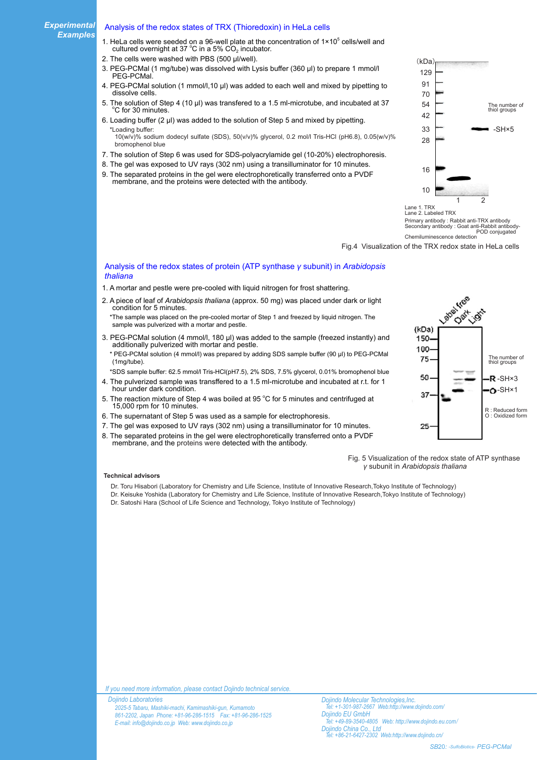## Experimental Examples

### Analysis of the redox states of TRX (Thioredoxin) in HeLa cells

1. HeLa cells were seeded on a 96-well plate at the concentration of $1\times10^5$ cells/well and cultured overnight at 37 °C in a 5% $CO_2$ incubator.
2. The cells were washed with PBS (500 µl/well).
3. PEG-PCMal (1 mg/tube) was dissolved with Lysis buffer (360 µl) to prepare 1 mmol/l PEG-PCMal.
4. PEG-PCMal solution (1 mmol/l,10 µl) was added to each well and mixed by pipetting to dissolve cells.
5. The solution of Step 4 (10 µl) was transfered to a 1.5 ml-microtube, and incubated at 37 °C for 30 minutes.
6. Loading buffer (2 µl) was added to the solution of Step 5 and mixed by pipetting.
   *Loading buffer:
   10(w/v)% sodium dodecyl sulfate (SDS), 50(v/v)% glycerol, 0.2 mol/l Tris-HCl (pH6.8), 0.05(w/v)% bromophenol blue
7. The solution of Step 6 was used for SDS-polyacrylamide gel (10-20%) electrophoresis.
8. The gel was exposed to UV rays (302 nm) using a transilluminator for 10 minutes.
9. The separated proteins in the gel were electrophoretically transfered onto a PVDF membrane, and the proteins were detected with the antibody.

(kDa)
129
91
70
54
42
33
28
16
10
1 2
The number of thiol groups
-SH×5

Lane 1. TRX
Lane 2. Labeled TRX
Primary antibody : Rabbit anti-TRX antibody
Secondary antibody : Goat anti-Rabbit antibody-POD conjugated
Chemiluminescence detection

Fig.4 Visualization of the TRX redox state in HeLa cells

### Analysis of the redox states of protein (ATP synthase γ subunit) in *Arabidopsis thaliana*

1. A mortar and pestle were pre-cooled with liquid nitrogen for frost shattering.
2. A piece of leaf of *Arabidopsis thaliana* (approx. 50 mg) was placed under dark or light condition for 5 minutes.
   *The sample was placed on the pre-cooled mortar of Step 1 and freezed by liquid nitrogen. The sample was pulverized with a mortar and pestle.
3. PEG-PCMal solution (4 mmol/l, 180 µl) was added to the sample (freezed instantly) and additionally pulverized with mortar and pestle.
   * PEG-PCMal solution (4 mmol/l) was prepared by adding SDS sample buffer (90 µl) to PEG-PCMal (1mg/tube).
   *SDS sample buffer: 62.5 mmol/l Tris-HCl(pH7.5), 2% SDS, 7.5% glycerol, 0.01% bromophenol blue
4. The pulverized sample was transffered to a 1.5 ml-microtube and incubated at r.t. for 1 hour under dark condition.
5. The reaction mixture of Step 4 was boiled at 95 °C for 5 minutes and centrifuged at 15,000 rpm for 10 minutes.
6. The supernatant of Step 5 was used as a sample for electrophoresis.
7. The gel was exposed to UV rays (302 nm) using a transilluminator for 10 minutes.
8. The separated proteins in the gel were electrophoretically transferred onto a PVDF membrane, and the proteins were detected with the antibody.

Label free Dark Light
(kDa)
150
100
75
50
37
25
The number of thiol groups
R -SH×3
O -SH×1
R : Reduced form
O : Oxidized form

Fig. 5 Visualization of the redox state of ATP synthase γ subunit in *Arabidopsis thaliana*

**Technical advisors**

Dr. Toru Hisabori (Laboratory for Chemistry and Life Science, Institute of Innovative Research,Tokyo Institute of Technology)
Dr. Keisuke Yoshida (Laboratory for Chemistry and Life Science, Institute of Innovative Research,Tokyo Institute of Technology)
Dr. Satoshi Hara (School of Life Science and Technology, Tokyo Institute of Technology)

*If you need more information, please contact Dojindo technical service.*

*Dojindo Laboratories*
*2025-5 Tabaru, Mashiki-machi, Kamimashiki-gun, Kumamoto 861-2202, Japan Phone: +81-96-286-1515 Fax: +81-96-286-1525*
*E-mail: info@dojindo.co.jp Web: www.dojindo.co.jp*

*Dojindo Molecular Technologies,Inc.*
*Tel: +1-301-987-2667 Web:http://www.dojindo.com/*
*Dojindo EU GmbH*
*Tel: +49-89-3540-4805 Web: http://www.dojindo.eu.com/*
*Dojindo China Co., Ltd*
*Tel: +86-21-6427-2302 Web:http://www.dojindo.cn/*